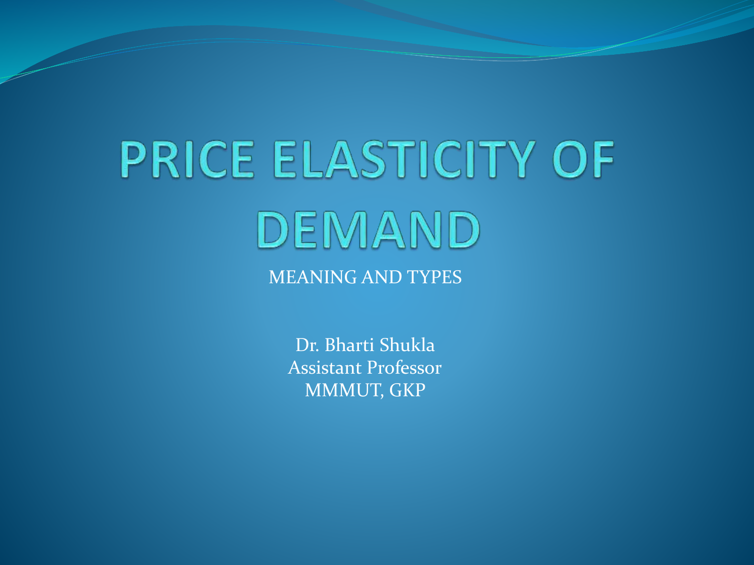# PRICE ELASTICITY OF DEMAND

MEANING AND TYPES

Dr. Bharti Shukla
Assistant Professor
MMMUT, GKP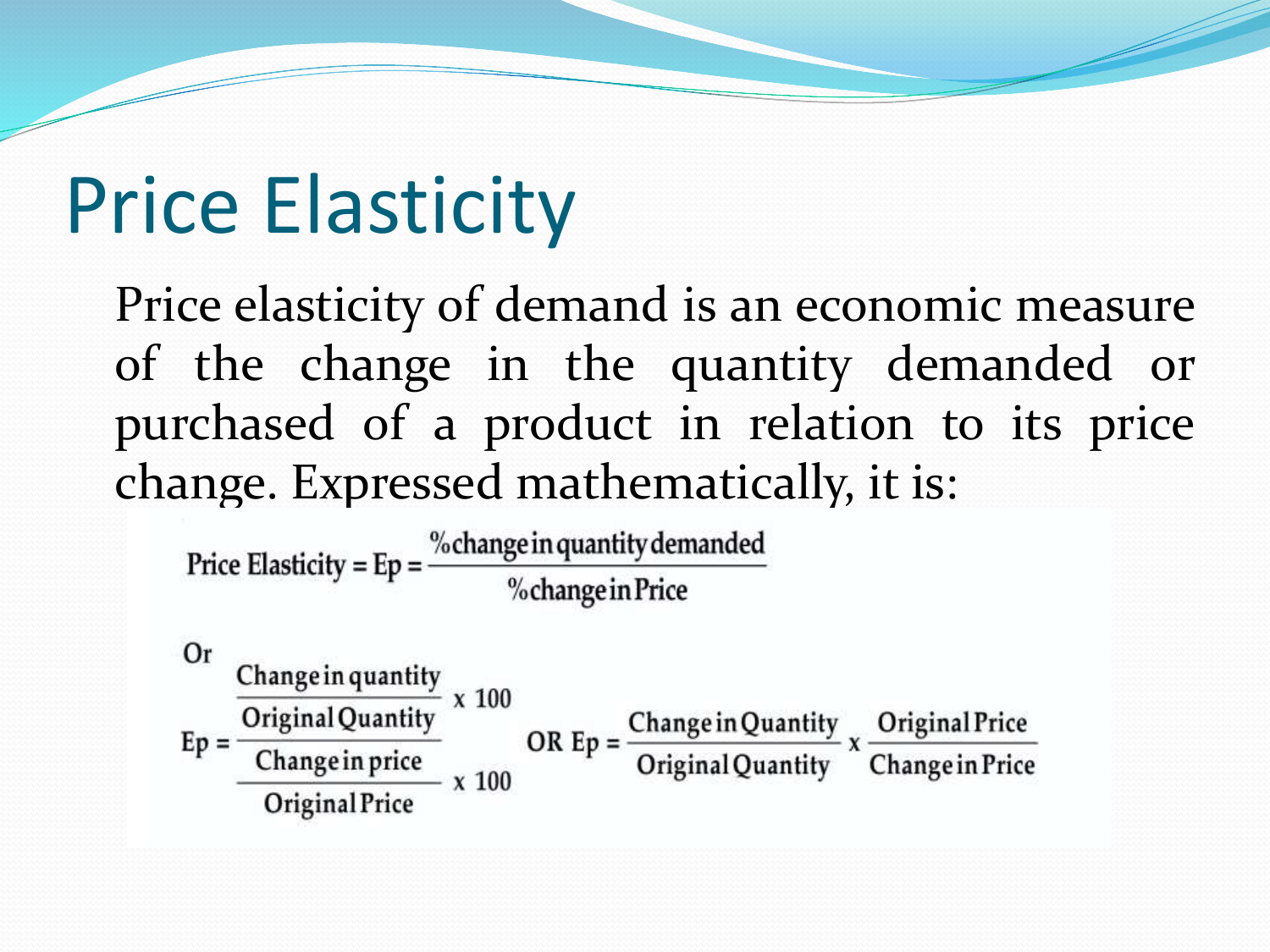# Price Elasticity

Price elasticity of demand is an economic measure of the change in the quantity demanded or purchased of a product in relation to its price change. Expressed mathematically, it is:

$$\text{Price Elasticity} = \text{Ep} = \frac{\%\text{change in quantity demanded}}{\%\text{change in Price}}$$

Or

$$\text{Ep} = \frac{\dfrac{\text{Change in quantity}}{\text{Original Quantity}} \times 100}{\dfrac{\text{Change in price}}{\text{Original Price}} \times 100} \quad \text{OR Ep} = \frac{\text{Change in Quantity}}{\text{Original Quantity}} \times \frac{\text{Original Price}}{\text{Change in Price}}$$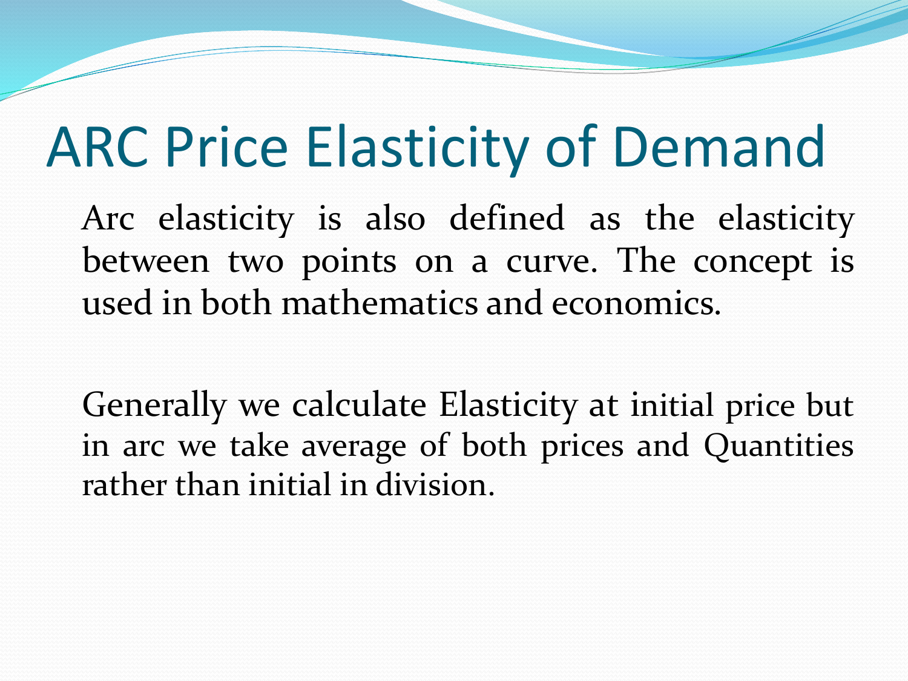# ARC Price Elasticity of Demand

Arc elasticity is also defined as the elasticity between two points on a curve. The concept is used in both mathematics and economics.

Generally we calculate Elasticity at initial price but in arc we take average of both prices and Quantities rather than initial in division.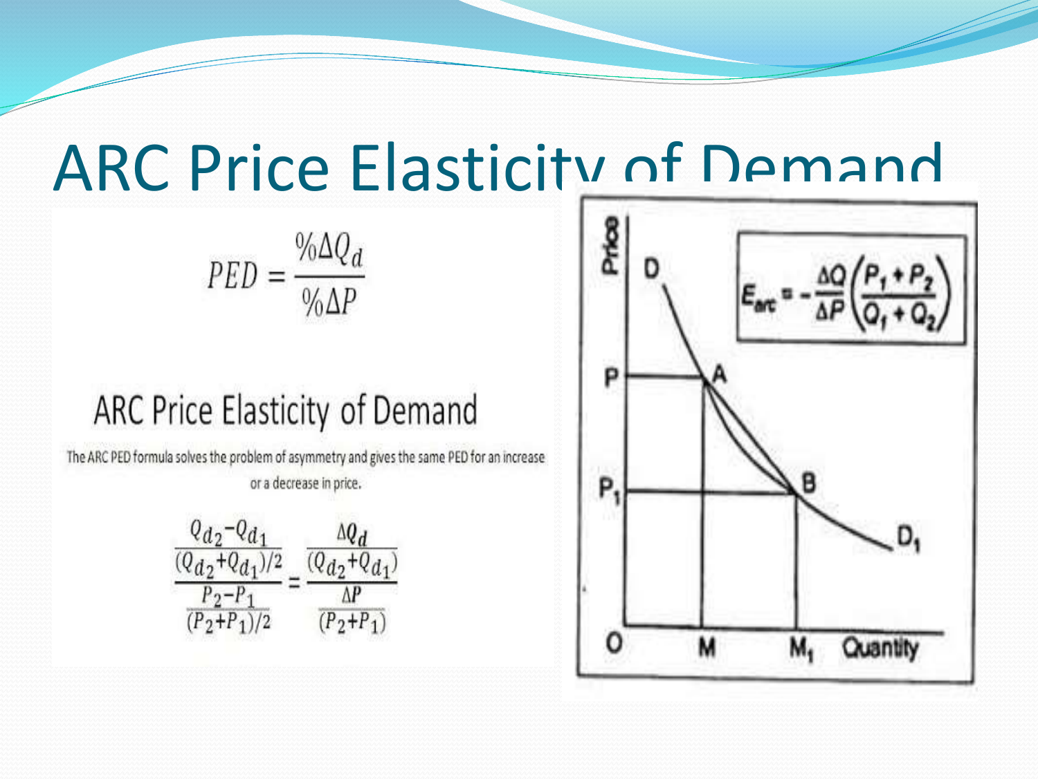# ARC Price Elasticity of Demand

$$PED = \frac{\%\Delta Q_d}{\%\Delta P}$$

## ARC Price Elasticity of Demand

The ARC PED formula solves the problem of asymmetry and gives the same PED for an increase or a decrease in price.

$$\frac{\frac{Q_{d_2} - Q_{d_1}}{(Q_{d_2} + Q_{d_1})/2}}{\frac{P_2 - P_1}{(P_2 + P_1)/2}} = \frac{\frac{\Delta Q_d}{(Q_{d_2} + Q_{d_1})}}{\frac{\Delta P}{(P_2 + P_1)}}$$

$$E_{arc} = -\frac{\Delta Q}{\Delta P}\left(\frac{P_1 + P_2}{Q_1 + Q_2}\right)$$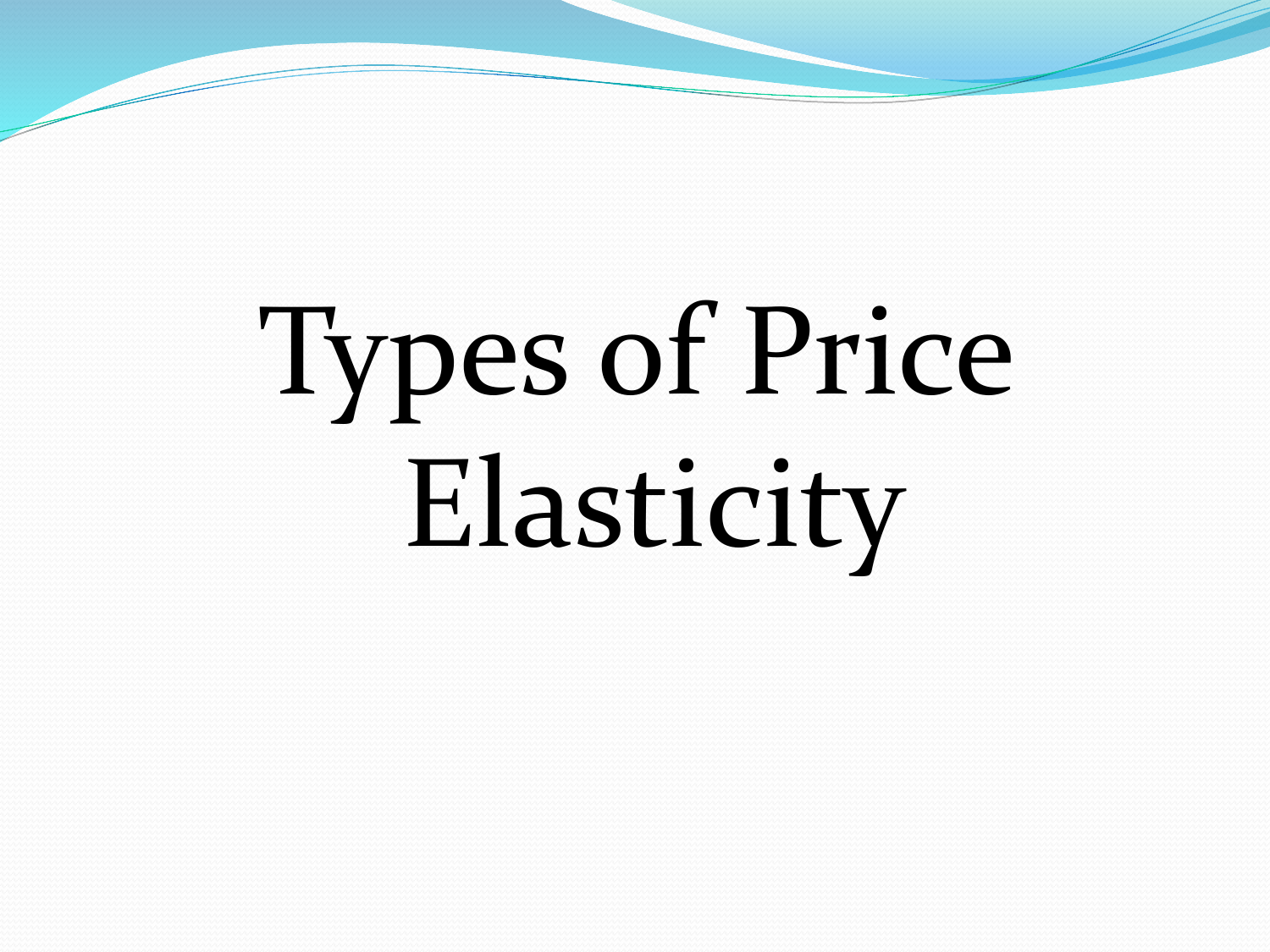# Types of Price Elasticity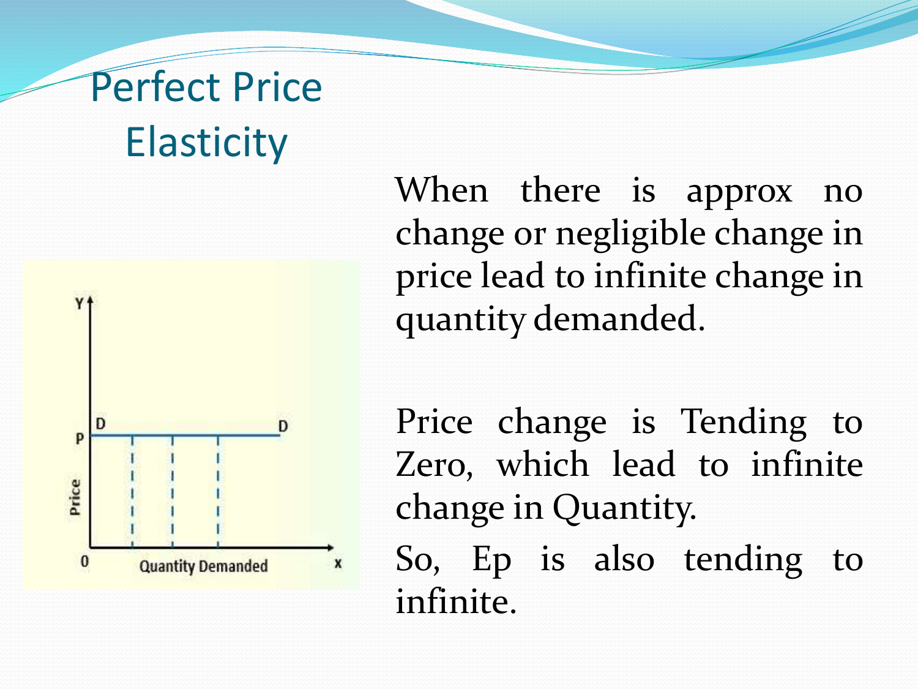# Perfect Price Elasticity

When there is approx no change or negligible change in price lead to infinite change in quantity demanded.

Price change is Tending to Zero, which lead to infinite change in Quantity.

So, Ep is also tending to infinite.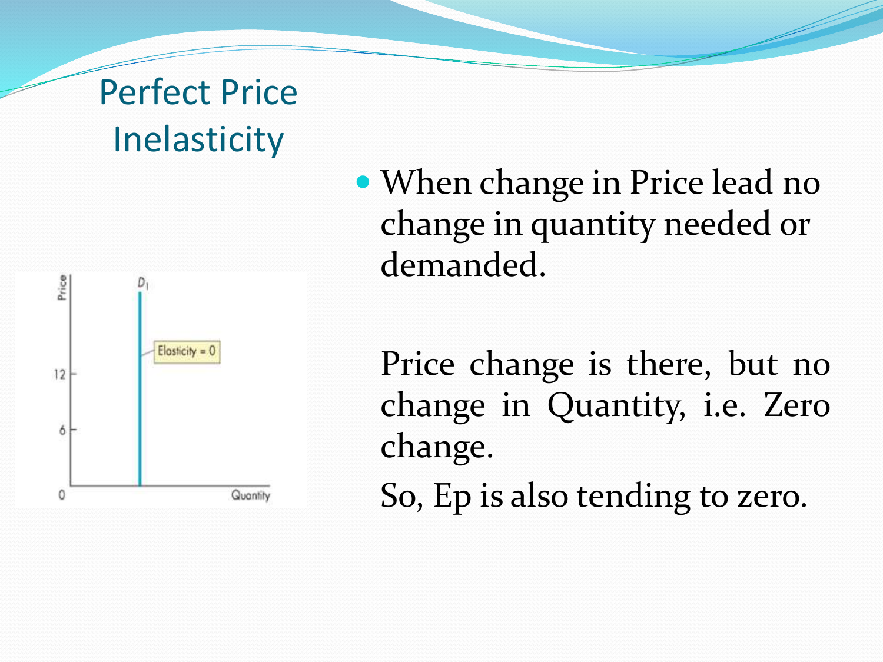# Perfect Price Inelasticity

- When change in Price lead no change in quantity needed or demanded.

Price change is there, but no change in Quantity, i.e. Zero change.

So, Ep is also tending to zero.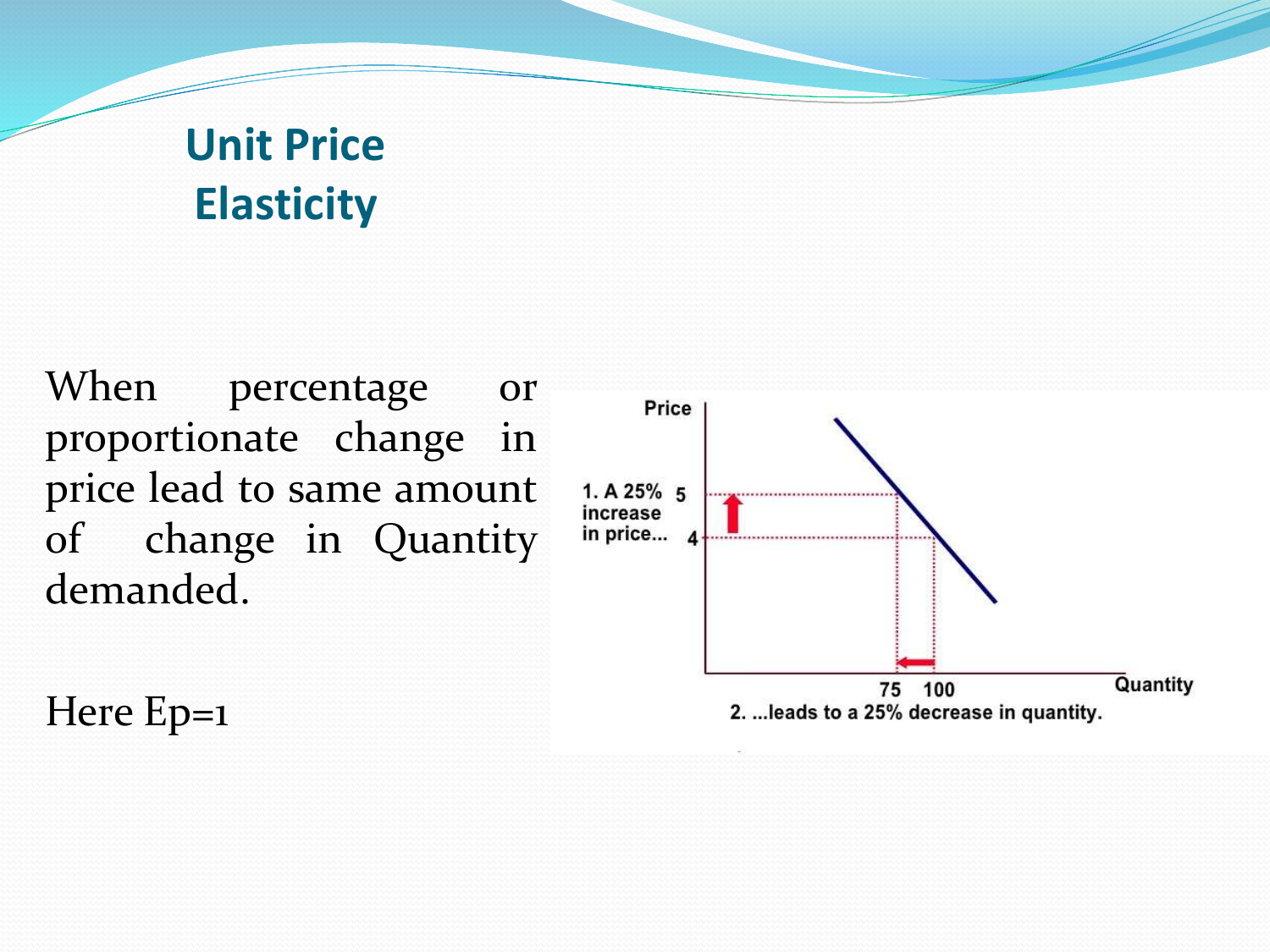# Unit Price Elasticity

When percentage or proportionate change in price lead to same amount of change in Quantity demanded.

Here Ep=1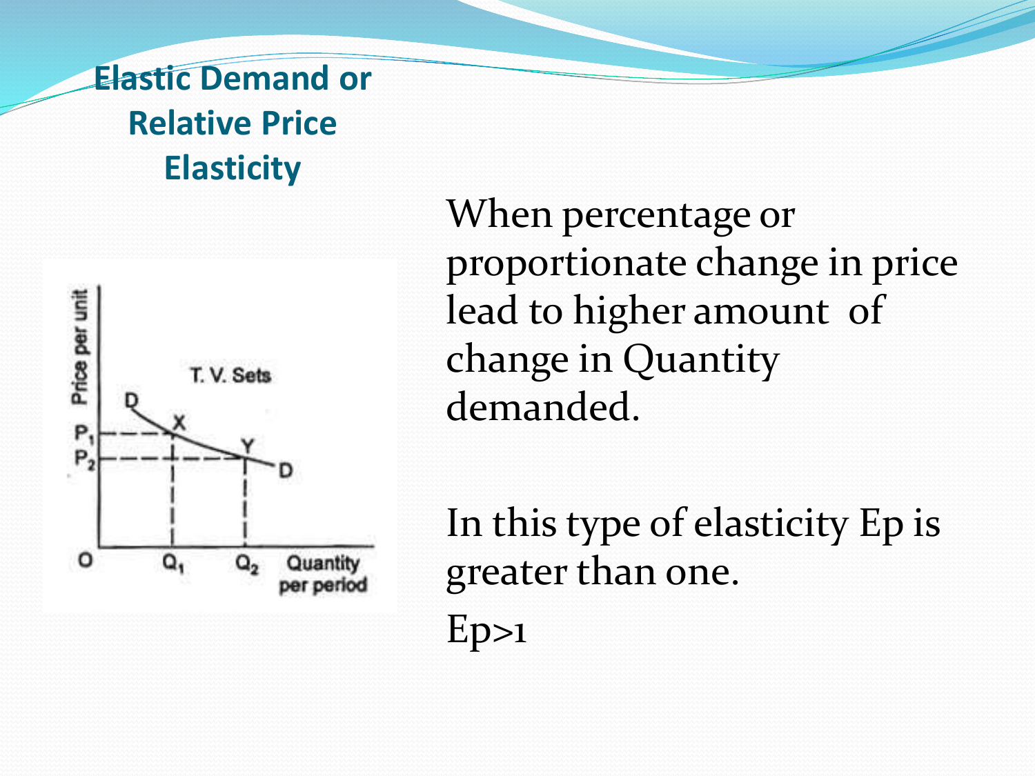# Elastic Demand or Relative Price Elasticity

When percentage or proportionate change in price lead to higher amount of change in Quantity demanded.

In this type of elasticity Ep is greater than one.

Ep>1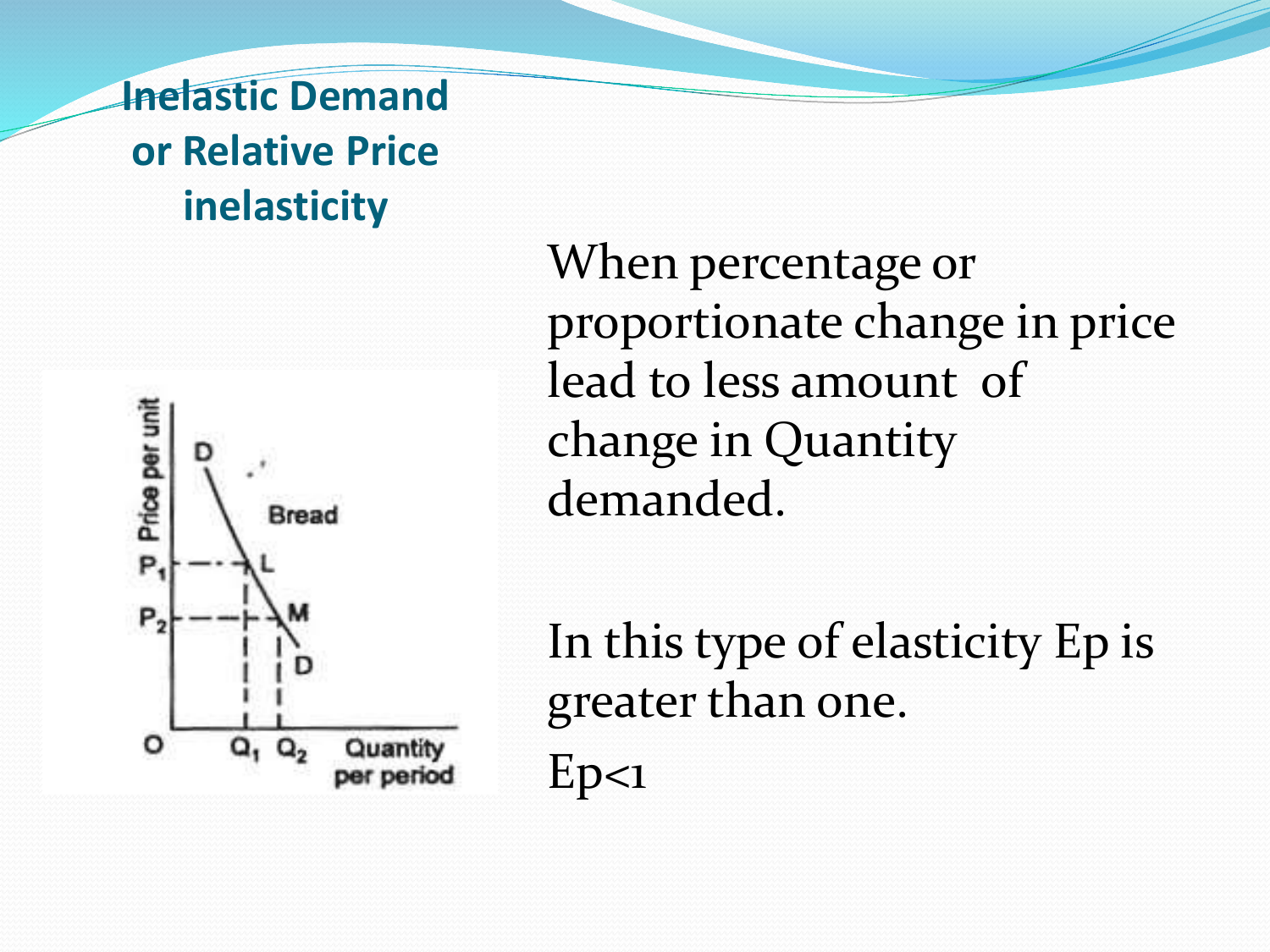# Inelastic Demand or Relative Price inelasticity

When percentage or proportionate change in price lead to less amount of change in Quantity demanded.

In this type of elasticity Ep is greater than one.

Ep<1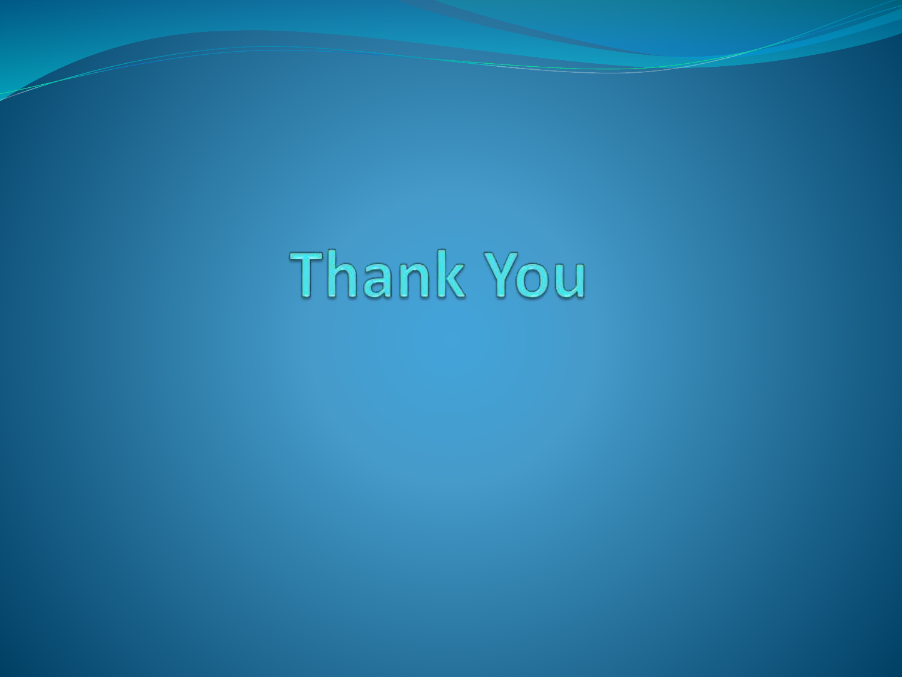# Thank You